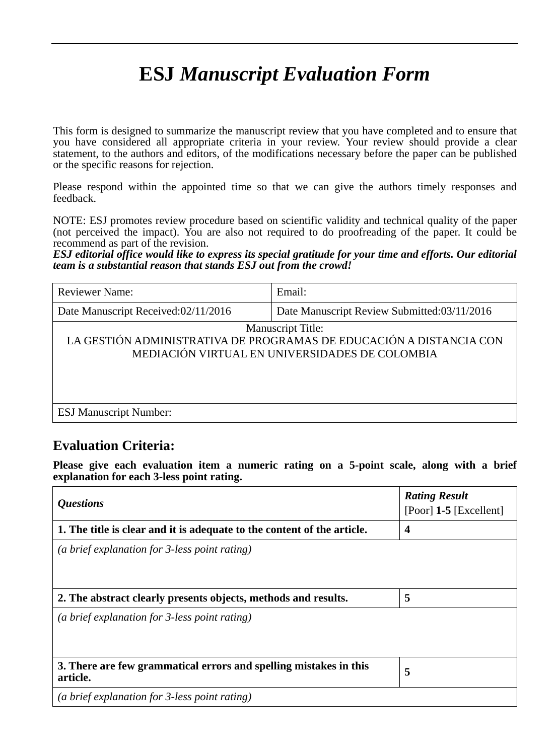# ESJ *Manuscript Evaluation Form*

This form is designed to summarize the manuscript review that you have completed and to ensure that you have considered all appropriate criteria in your review. Your review should provide a clear statement, to the authors and editors, of the modifications necessary before the paper can be published or the specific reasons for rejection.

Please respond within the appointed time so that we can give the authors timely responses and feedback.

NOTE: ESJ promotes review procedure based on scientific validity and technical quality of the paper (not perceived the impact). You are also not required to do proofreading of the paper. It could be recommend as part of the revision.
***ESJ editorial office would like to express its special gratitude for your time and efforts. Our editorial team is a substantial reason that stands ESJ out from the crowd!***

| Reviewer Name: | Email: |
|---|---|
| Date Manuscript Received:02/11/2016 | Date Manuscript Review Submitted:03/11/2016 |
| Manuscript Title:<br>LA GESTIÓN ADMINISTRATIVA DE PROGRAMAS DE EDUCACIÓN A DISTANCIA CON MEDIACIÓN VIRTUAL EN UNIVERSIDADES DE COLOMBIA | |
| ESJ Manuscript Number: | |

## Evaluation Criteria:

**Please give each evaluation item a numeric rating on a 5-point scale, along with a brief explanation for each 3-less point rating.**

| ***Questions*** | ***Rating Result***<br>[Poor] **1-5** [Excellent] |
|---|---|
| **1. The title is clear and it is adequate to the content of the article.** | **4** |
| *(a brief explanation for 3-less point rating)* | |
| **2. The abstract clearly presents objects, methods and results.** | **5** |
| *(a brief explanation for 3-less point rating)* | |
| **3. There are few grammatical errors and spelling mistakes in this article.** | **5** |
| *(a brief explanation for 3-less point rating)* | |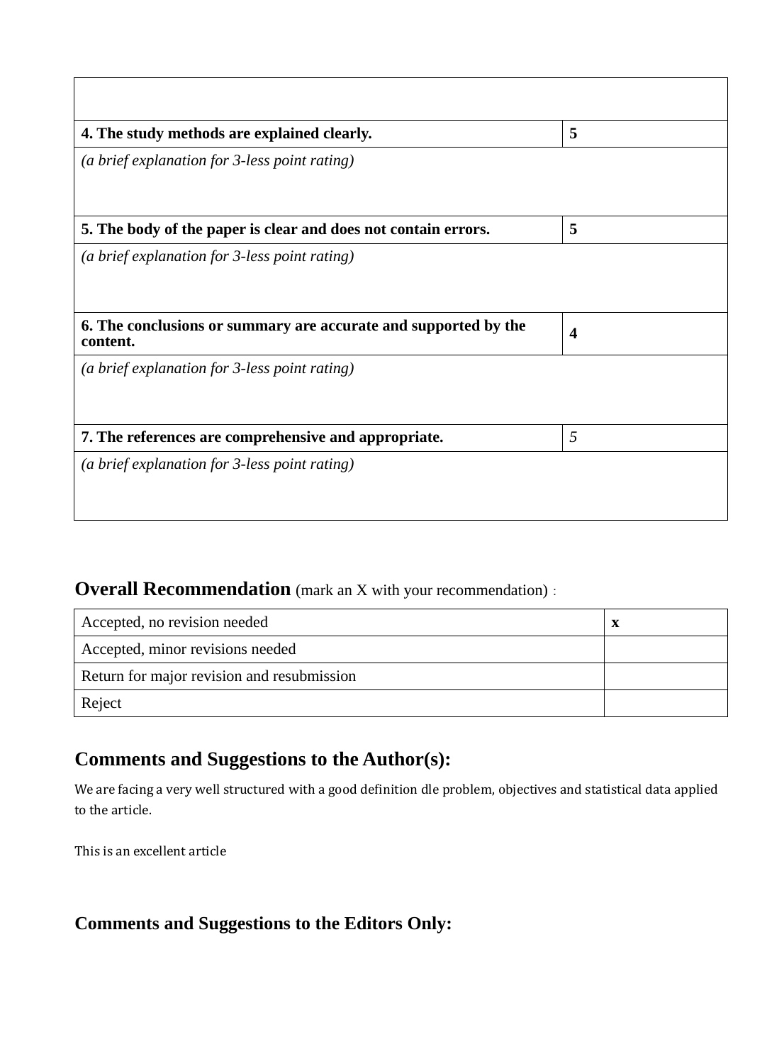| | |
|---|---|
| | |
| **4. The study methods are explained clearly.** | **5** |
| *(a brief explanation for 3-less point rating)* | |
| **5. The body of the paper is clear and does not contain errors.** | **5** |
| *(a brief explanation for 3-less point rating)* | |
| **6. The conclusions or summary are accurate and supported by the content.** | **4** |
| *(a brief explanation for 3-less point rating)* | |
| **7. The references are comprehensive and appropriate.** | *5* |
| *(a brief explanation for 3-less point rating)* | |

## **Overall Recommendation** (mark an X with your recommendation) :

| | |
|---|---|
| Accepted, no revision needed | **x** |
| Accepted, minor revisions needed | |
| Return for major revision and resubmission | |
| Reject | |

## Comments and Suggestions to the Author(s):

We are facing a very well structured with a good definition dle problem, objectives and statistical data applied to the article.

This is an excellent article

## Comments and Suggestions to the Editors Only: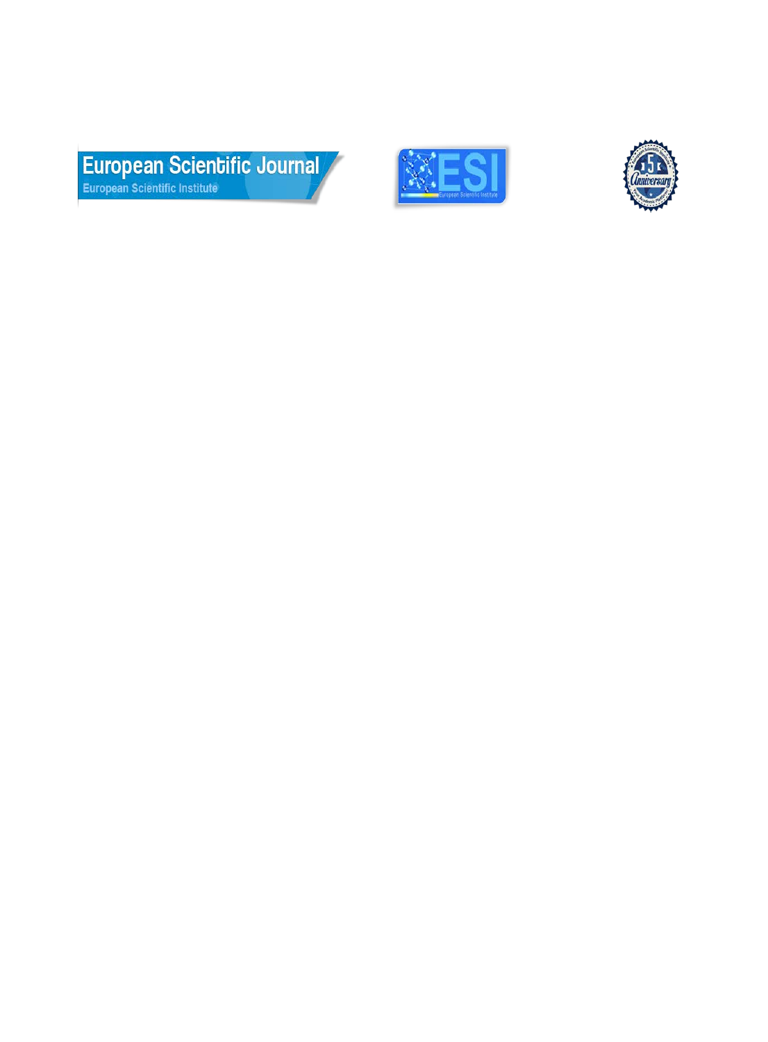European Scientific Journal

European Scientific Institute